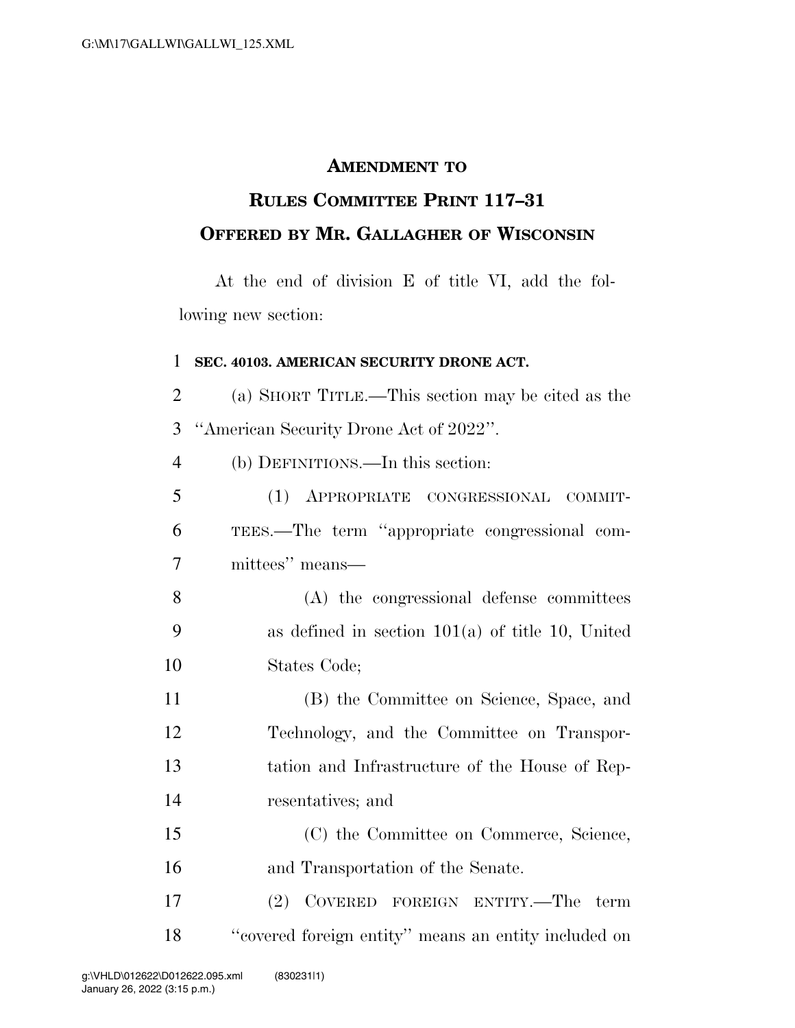# AMENDMENT TO RULES COMMITTEE PRINT 117–31 OFFERED BY MR. GALLAGHER OF WISCONSIN

At the end of division E of title VI, add the following new section:

**SEC. 40103. AMERICAN SECURITY DRONE ACT.**

(a) SHORT TITLE.—This section may be cited as the "American Security Drone Act of 2022".

(b) DEFINITIONS.—In this section:

(1) APPROPRIATE CONGRESSIONAL COMMITTEES.—The term "appropriate congressional committees" means—

(A) the congressional defense committees as defined in section 101(a) of title 10, United States Code;

(B) the Committee on Science, Space, and Technology, and the Committee on Transportation and Infrastructure of the House of Representatives; and

(C) the Committee on Commerce, Science, and Transportation of the Senate.

(2) COVERED FOREIGN ENTITY.—The term "covered foreign entity" means an entity included on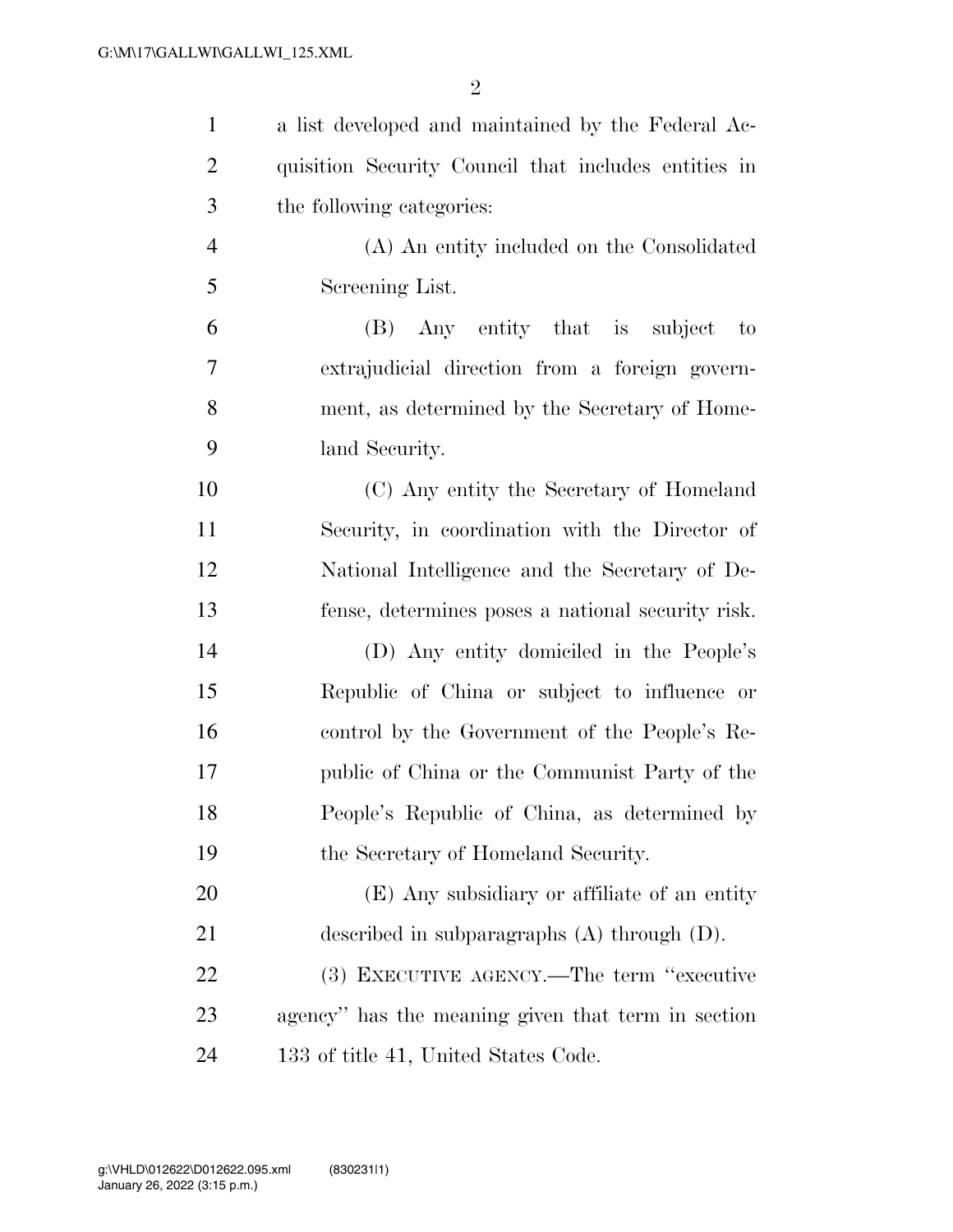a list developed and maintained by the Federal Acquisition Security Council that includes entities in the following categories:

(A) An entity included on the Consolidated Screening List.

(B) Any entity that is subject to extrajudicial direction from a foreign government, as determined by the Secretary of Homeland Security.

(C) Any entity the Secretary of Homeland Security, in coordination with the Director of National Intelligence and the Secretary of Defense, determines poses a national security risk.

(D) Any entity domiciled in the People's Republic of China or subject to influence or control by the Government of the People's Republic of China or the Communist Party of the People's Republic of China, as determined by the Secretary of Homeland Security.

(E) Any subsidiary or affiliate of an entity described in subparagraphs (A) through (D).

(3) EXECUTIVE AGENCY.—The term "executive agency" has the meaning given that term in section 133 of title 41, United States Code.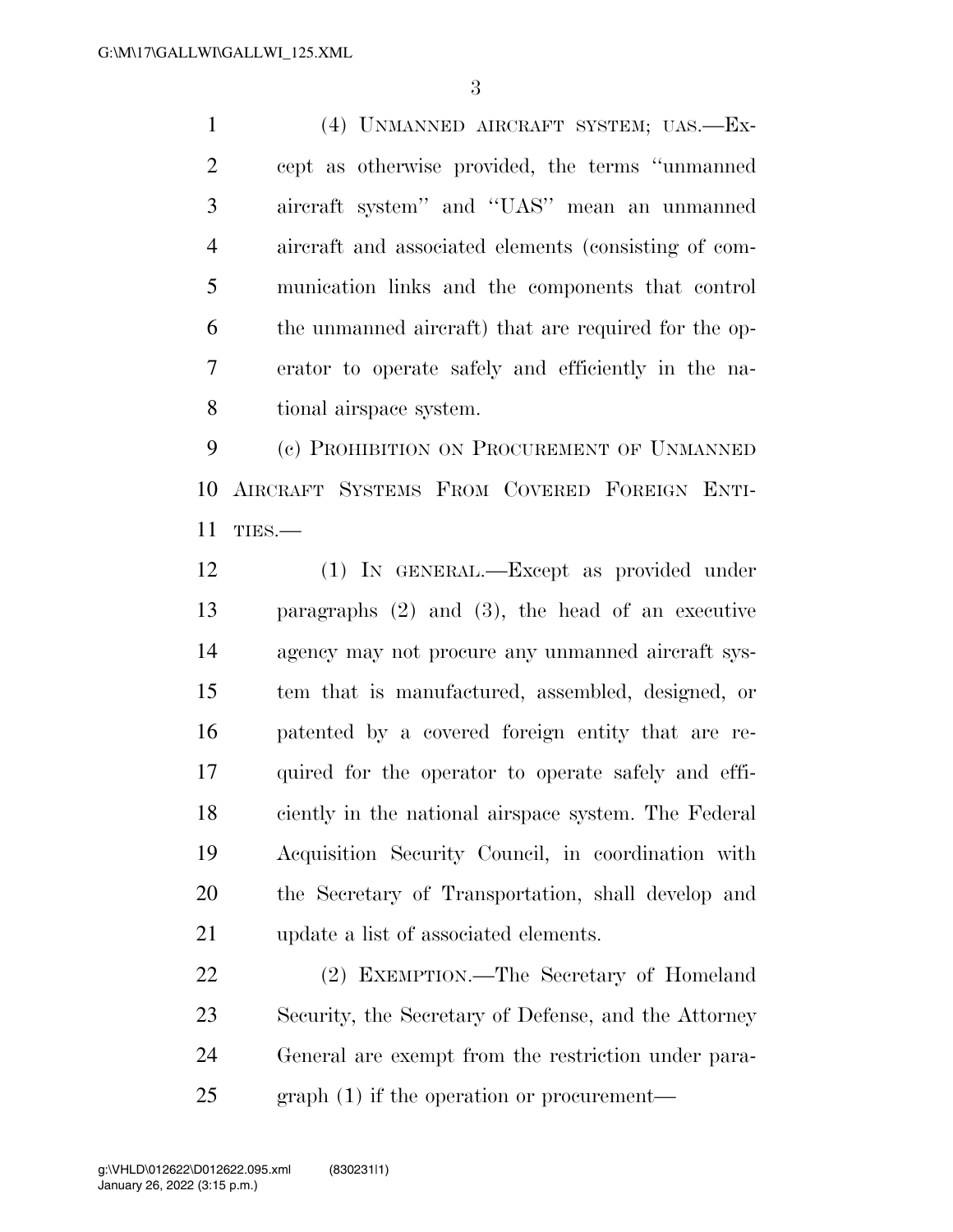(4) UNMANNED AIRCRAFT SYSTEM; UAS.—Except as otherwise provided, the terms ''unmanned aircraft system'' and ''UAS'' mean an unmanned aircraft and associated elements (consisting of communication links and the components that control the unmanned aircraft) that are required for the operator to operate safely and efficiently in the national airspace system.

(c) PROHIBITION ON PROCUREMENT OF UNMANNED AIRCRAFT SYSTEMS FROM COVERED FOREIGN ENTITIES.—

(1) IN GENERAL.—Except as provided under paragraphs (2) and (3), the head of an executive agency may not procure any unmanned aircraft system that is manufactured, assembled, designed, or patented by a covered foreign entity that are required for the operator to operate safely and efficiently in the national airspace system. The Federal Acquisition Security Council, in coordination with the Secretary of Transportation, shall develop and update a list of associated elements.

(2) EXEMPTION.—The Secretary of Homeland Security, the Secretary of Defense, and the Attorney General are exempt from the restriction under paragraph (1) if the operation or procurement—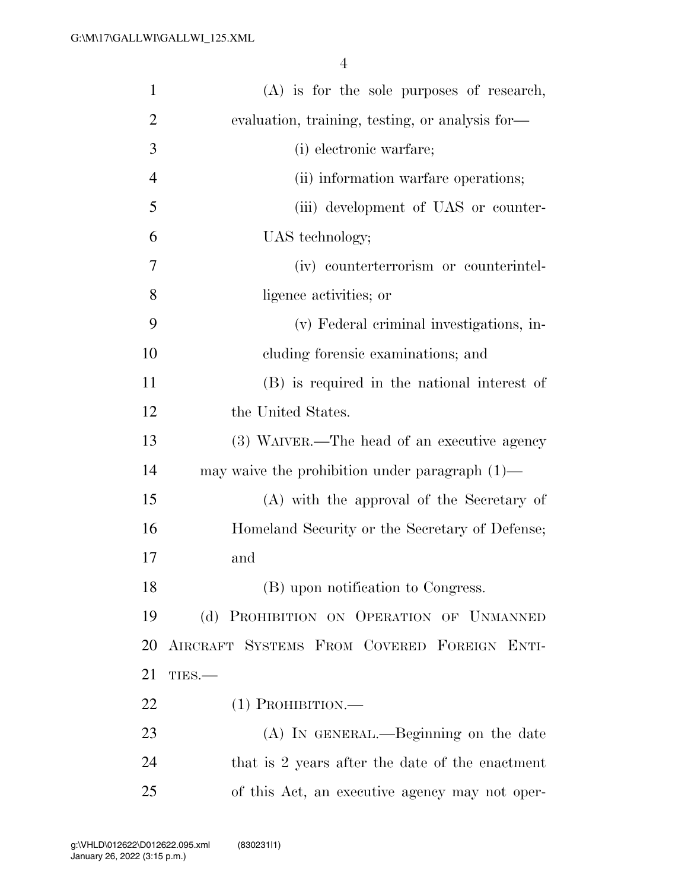(A) is for the sole purposes of research, evaluation, training, testing, or analysis for—

(i) electronic warfare;

(ii) information warfare operations;

(iii) development of UAS or counter-UAS technology;

(iv) counterterrorism or counterintelligence activities; or

(v) Federal criminal investigations, including forensic examinations; and

(B) is required in the national interest of the United States.

(3) WAIVER.—The head of an executive agency may waive the prohibition under paragraph (1)—

(A) with the approval of the Secretary of Homeland Security or the Secretary of Defense; and

(B) upon notification to Congress.

(d) PROHIBITION ON OPERATION OF UNMANNED AIRCRAFT SYSTEMS FROM COVERED FOREIGN ENTITIES.—

(1) PROHIBITION.—

(A) IN GENERAL.—Beginning on the date that is 2 years after the date of the enactment of this Act, an executive agency may not oper-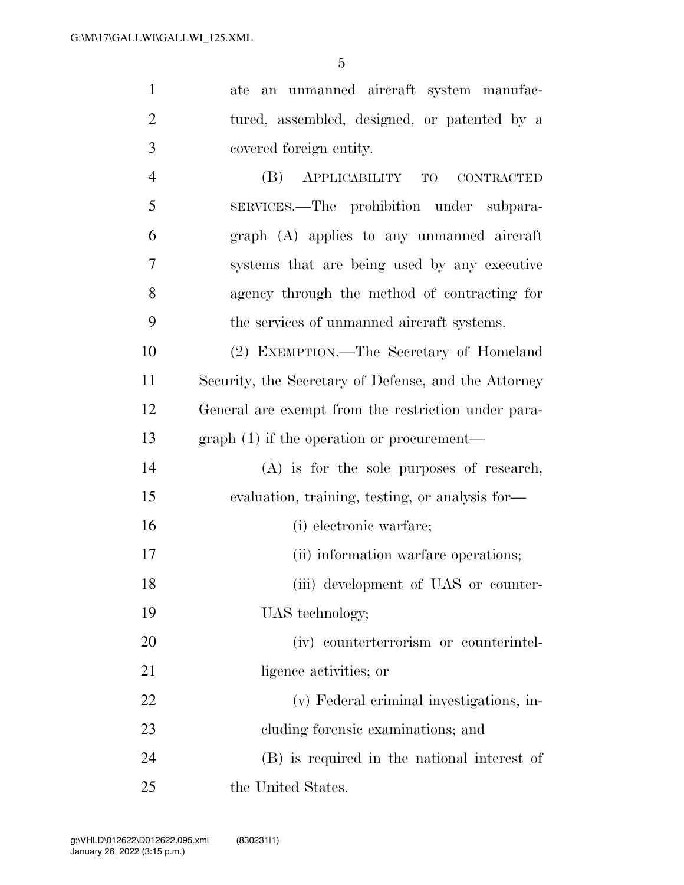ate an unmanned aircraft system manufactured, assembled, designed, or patented by a covered foreign entity.

(B) APPLICABILITY TO CONTRACTED SERVICES.—The prohibition under subparagraph (A) applies to any unmanned aircraft systems that are being used by any executive agency through the method of contracting for the services of unmanned aircraft systems.

(2) EXEMPTION.—The Secretary of Homeland Security, the Secretary of Defense, and the Attorney General are exempt from the restriction under paragraph (1) if the operation or procurement—

(A) is for the sole purposes of research, evaluation, training, testing, or analysis for—

(i) electronic warfare;

(ii) information warfare operations;

(iii) development of UAS or counter-UAS technology;

(iv) counterterrorism or counterintelligence activities; or

(v) Federal criminal investigations, including forensic examinations; and

(B) is required in the national interest of the United States.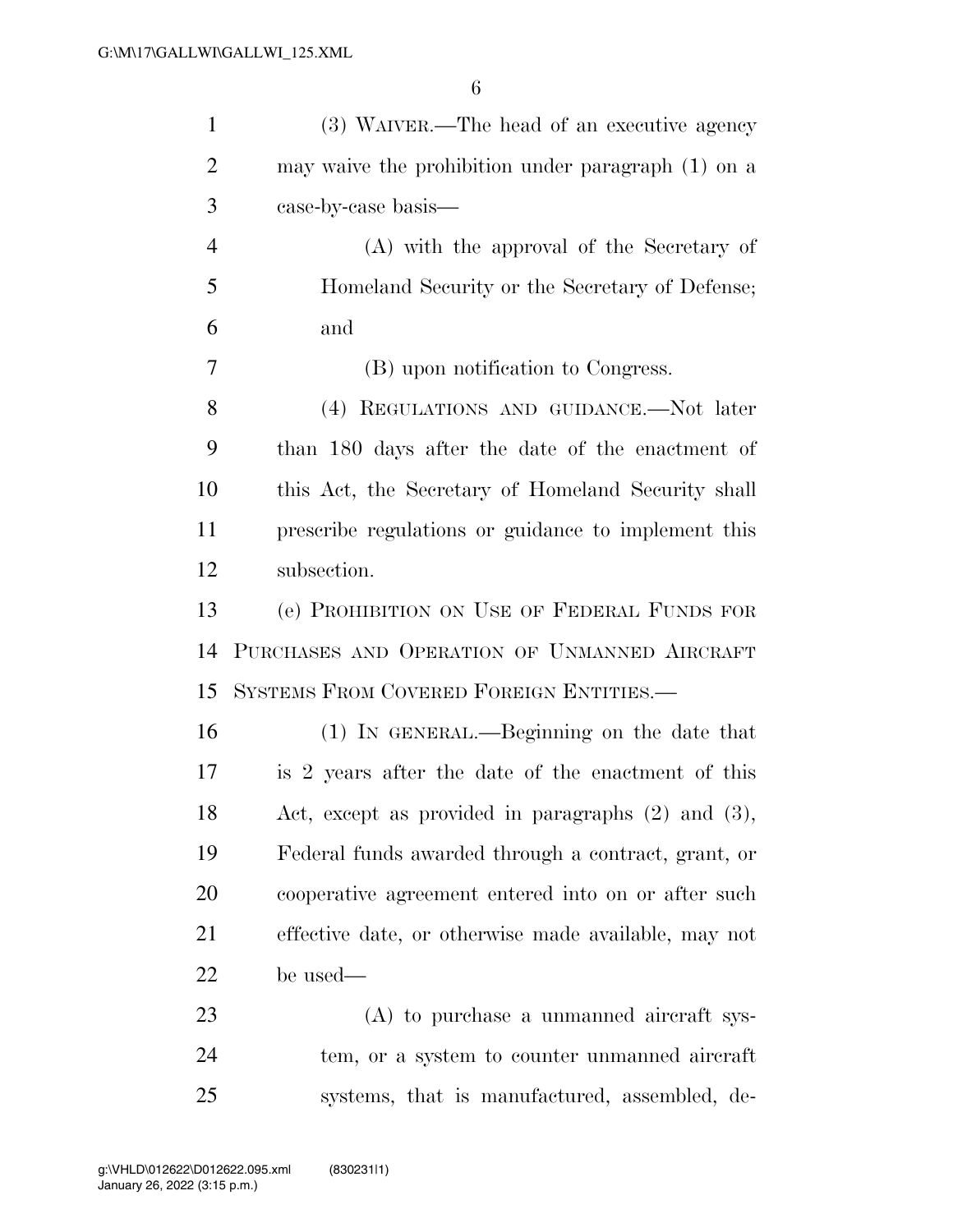(3) WAIVER.—The head of an executive agency may waive the prohibition under paragraph (1) on a case-by-case basis—

(A) with the approval of the Secretary of Homeland Security or the Secretary of Defense; and

(B) upon notification to Congress.

(4) REGULATIONS AND GUIDANCE.—Not later than 180 days after the date of the enactment of this Act, the Secretary of Homeland Security shall prescribe regulations or guidance to implement this subsection.

(e) PROHIBITION ON USE OF FEDERAL FUNDS FOR PURCHASES AND OPERATION OF UNMANNED AIRCRAFT SYSTEMS FROM COVERED FOREIGN ENTITIES.—

(1) IN GENERAL.—Beginning on the date that is 2 years after the date of the enactment of this Act, except as provided in paragraphs (2) and (3), Federal funds awarded through a contract, grant, or cooperative agreement entered into on or after such effective date, or otherwise made available, may not be used—

(A) to purchase a unmanned aircraft system, or a system to counter unmanned aircraft systems, that is manufactured, assembled, de-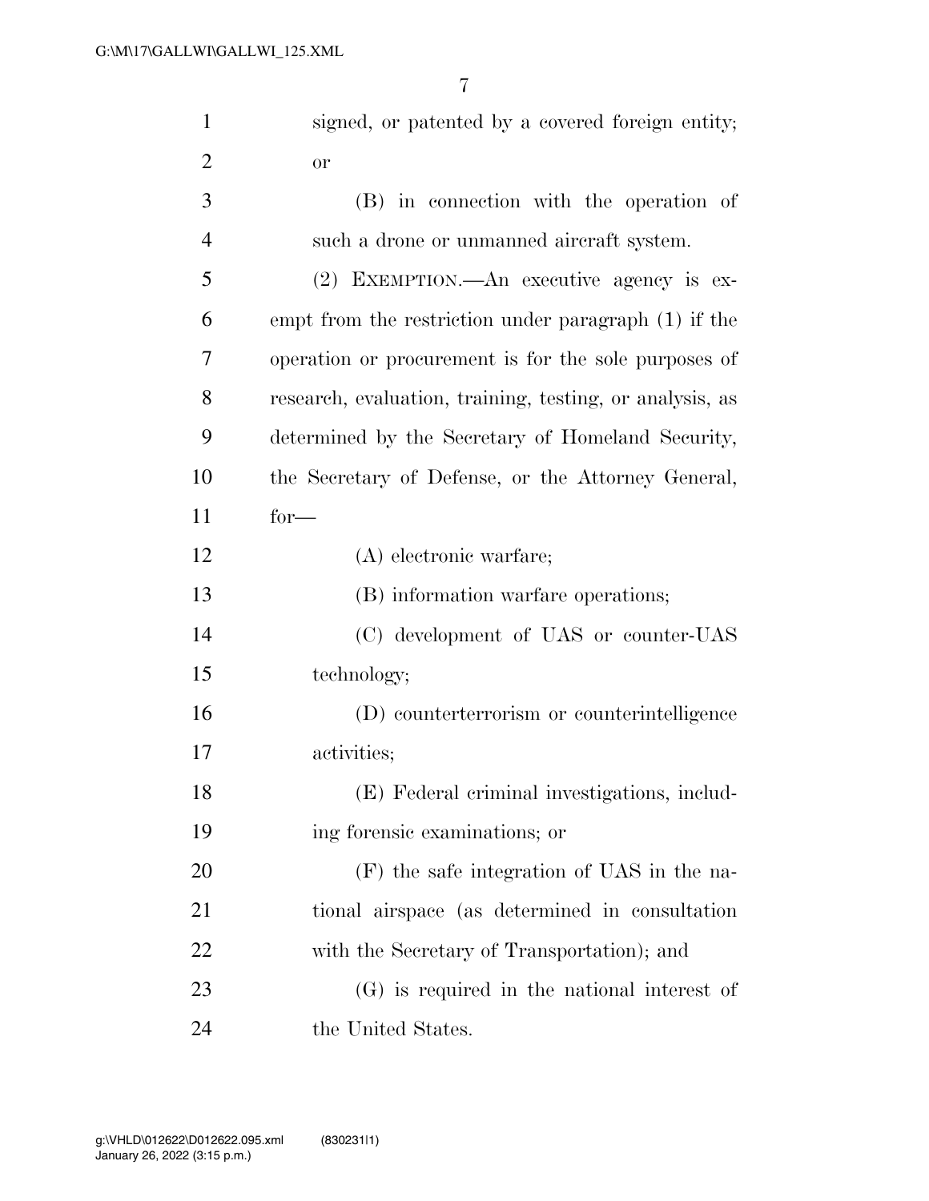signed, or patented by a covered foreign entity; or

(B) in connection with the operation of such a drone or unmanned aircraft system.

(2) EXEMPTION.—An executive agency is exempt from the restriction under paragraph (1) if the operation or procurement is for the sole purposes of research, evaluation, training, testing, or analysis, as determined by the Secretary of Homeland Security, the Secretary of Defense, or the Attorney General, for—

(A) electronic warfare;

(B) information warfare operations;

(C) development of UAS or counter-UAS technology;

(D) counterterrorism or counterintelligence activities;

(E) Federal criminal investigations, including forensic examinations; or

(F) the safe integration of UAS in the national airspace (as determined in consultation with the Secretary of Transportation); and

(G) is required in the national interest of the United States.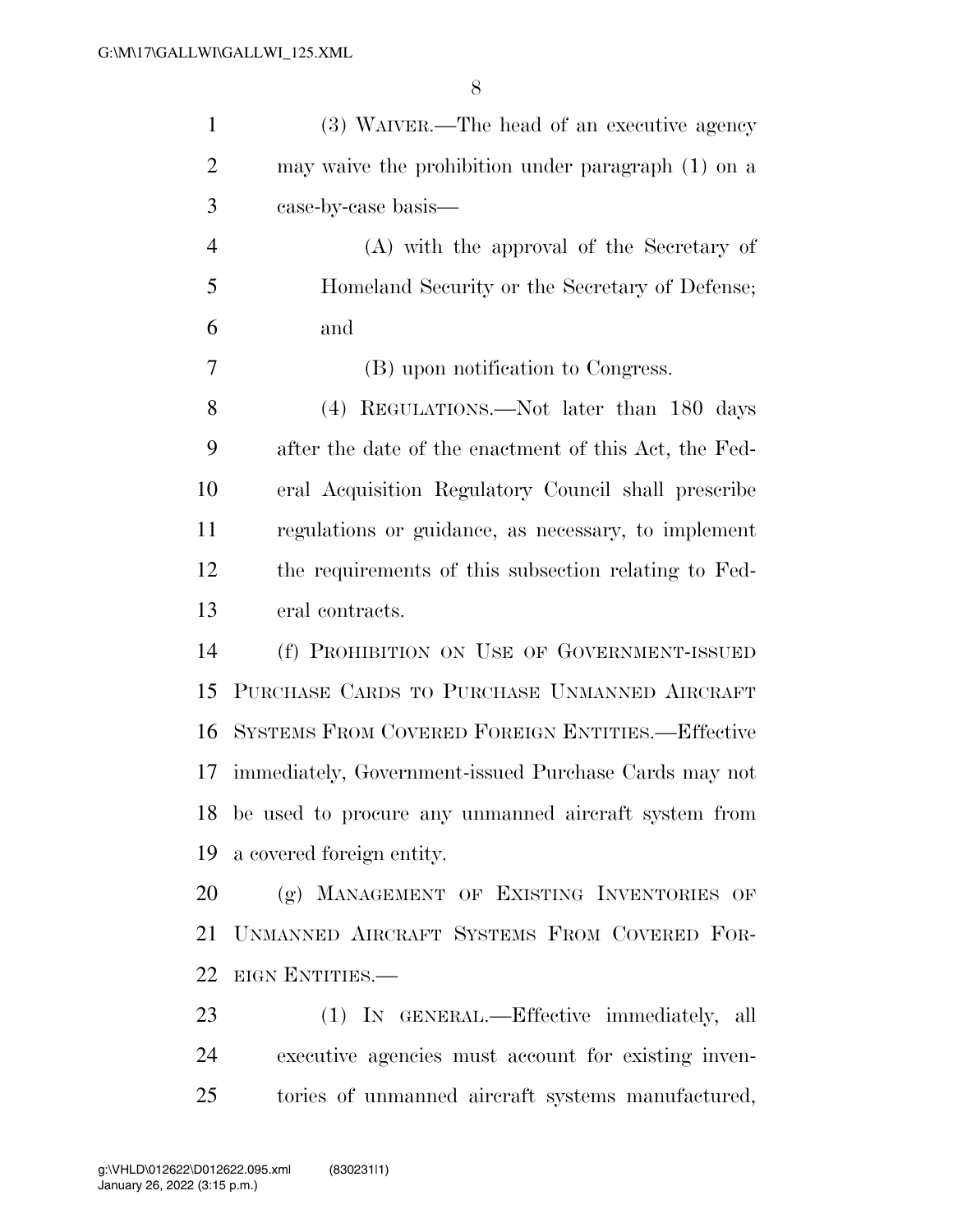(3) WAIVER.—The head of an executive agency may waive the prohibition under paragraph (1) on a case-by-case basis—

(A) with the approval of the Secretary of Homeland Security or the Secretary of Defense; and

(B) upon notification to Congress.

(4) REGULATIONS.—Not later than 180 days after the date of the enactment of this Act, the Federal Acquisition Regulatory Council shall prescribe regulations or guidance, as necessary, to implement the requirements of this subsection relating to Federal contracts.

(f) PROHIBITION ON USE OF GOVERNMENT-ISSUED PURCHASE CARDS TO PURCHASE UNMANNED AIRCRAFT SYSTEMS FROM COVERED FOREIGN ENTITIES.—Effective immediately, Government-issued Purchase Cards may not be used to procure any unmanned aircraft system from a covered foreign entity.

(g) MANAGEMENT OF EXISTING INVENTORIES OF UNMANNED AIRCRAFT SYSTEMS FROM COVERED FOREIGN ENTITIES.—

(1) IN GENERAL.—Effective immediately, all executive agencies must account for existing inventories of unmanned aircraft systems manufactured,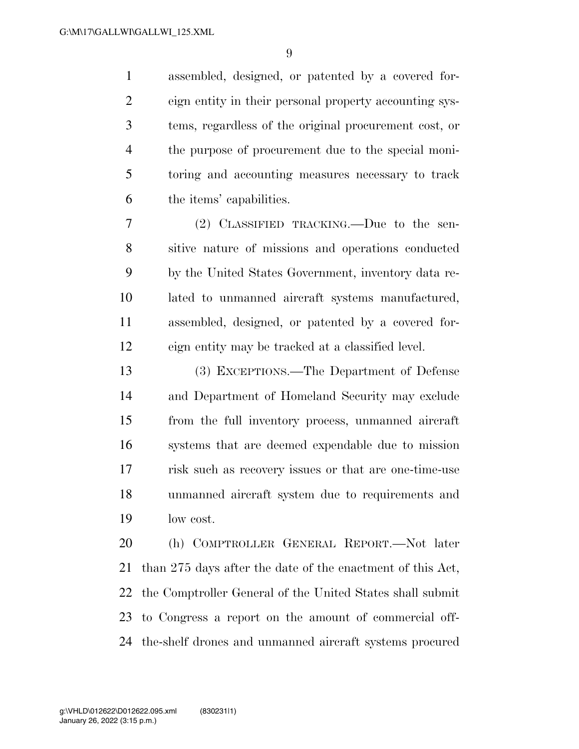assembled, designed, or patented by a covered foreign entity in their personal property accounting systems, regardless of the original procurement cost, or the purpose of procurement due to the special monitoring and accounting measures necessary to track the items' capabilities.

(2) CLASSIFIED TRACKING.—Due to the sensitive nature of missions and operations conducted by the United States Government, inventory data related to unmanned aircraft systems manufactured, assembled, designed, or patented by a covered foreign entity may be tracked at a classified level.

(3) EXCEPTIONS.—The Department of Defense and Department of Homeland Security may exclude from the full inventory process, unmanned aircraft systems that are deemed expendable due to mission risk such as recovery issues or that are one-time-use unmanned aircraft system due to requirements and low cost.

(h) COMPTROLLER GENERAL REPORT.—Not later than 275 days after the date of the enactment of this Act, the Comptroller General of the United States shall submit to Congress a report on the amount of commercial off-the-shelf drones and unmanned aircraft systems procured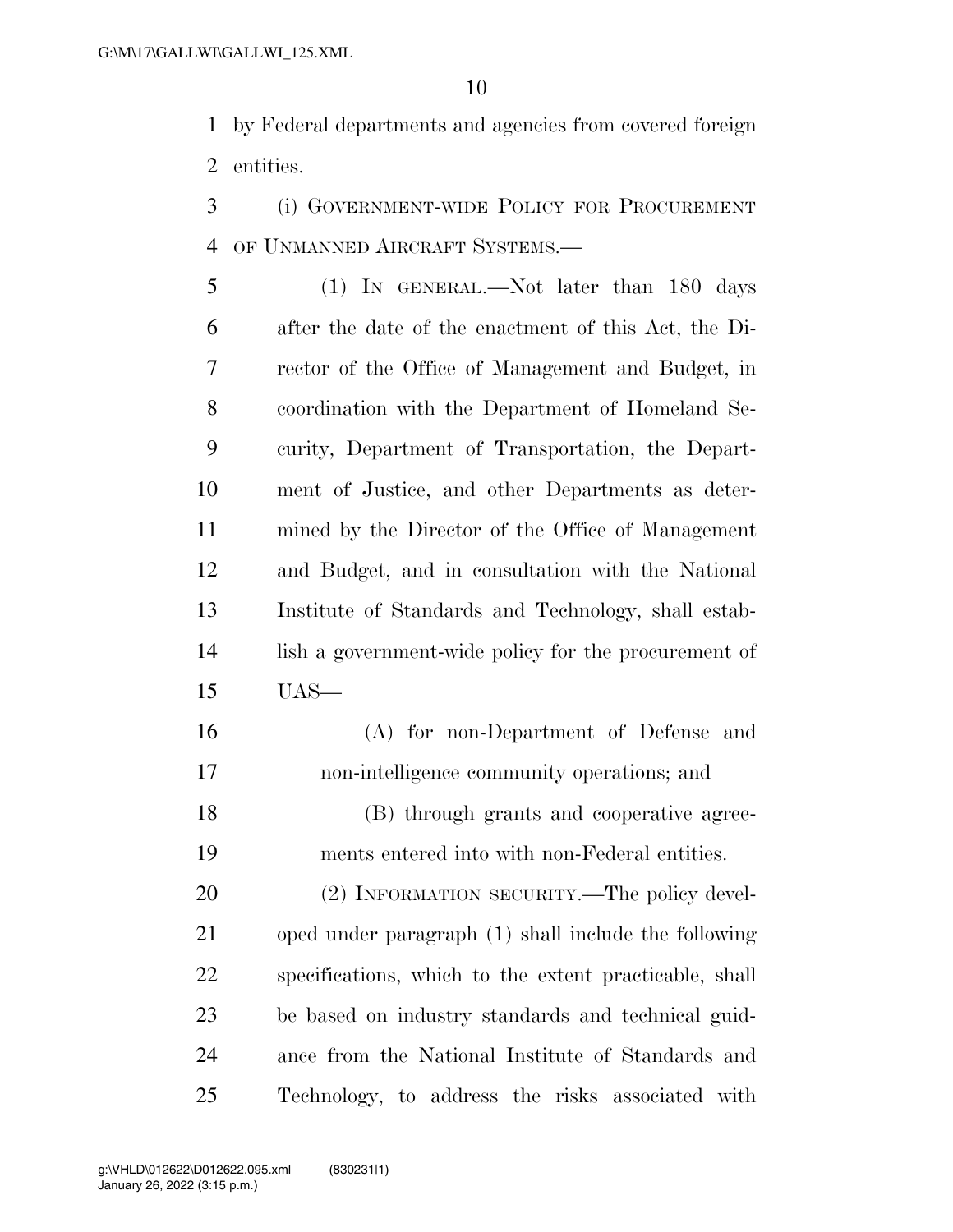by Federal departments and agencies from covered foreign entities.

(i) GOVERNMENT-WIDE POLICY FOR PROCUREMENT OF UNMANNED AIRCRAFT SYSTEMS.—

(1) IN GENERAL.—Not later than 180 days after the date of the enactment of this Act, the Director of the Office of Management and Budget, in coordination with the Department of Homeland Security, Department of Transportation, the Department of Justice, and other Departments as determined by the Director of the Office of Management and Budget, and in consultation with the National Institute of Standards and Technology, shall establish a government-wide policy for the procurement of UAS—

(A) for non-Department of Defense and non-intelligence community operations; and

(B) through grants and cooperative agreements entered into with non-Federal entities.

(2) INFORMATION SECURITY.—The policy developed under paragraph (1) shall include the following specifications, which to the extent practicable, shall be based on industry standards and technical guidance from the National Institute of Standards and Technology, to address the risks associated with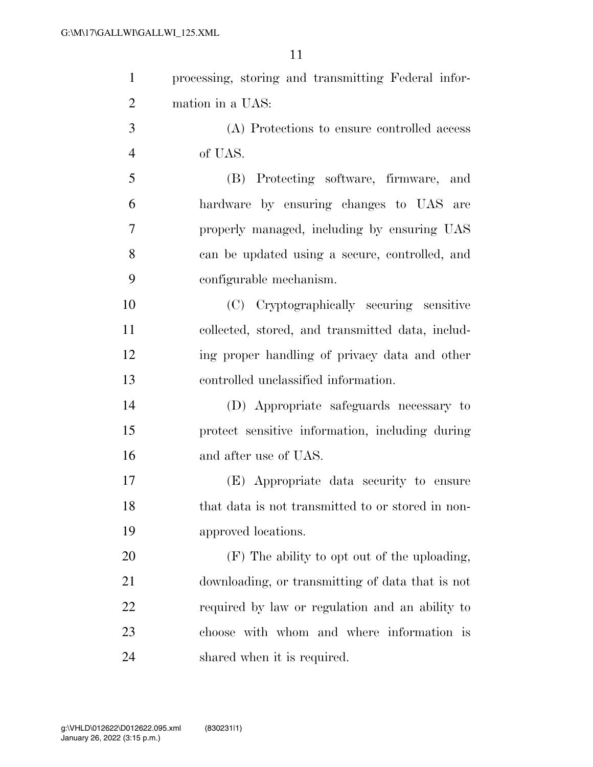processing, storing and transmitting Federal information in a UAS:

(A) Protections to ensure controlled access of UAS.

(B) Protecting software, firmware, and hardware by ensuring changes to UAS are properly managed, including by ensuring UAS can be updated using a secure, controlled, and configurable mechanism.

(C) Cryptographically securing sensitive collected, stored, and transmitted data, including proper handling of privacy data and other controlled unclassified information.

(D) Appropriate safeguards necessary to protect sensitive information, including during and after use of UAS.

(E) Appropriate data security to ensure that data is not transmitted to or stored in non-approved locations.

(F) The ability to opt out of the uploading, downloading, or transmitting of data that is not required by law or regulation and an ability to choose with whom and where information is shared when it is required.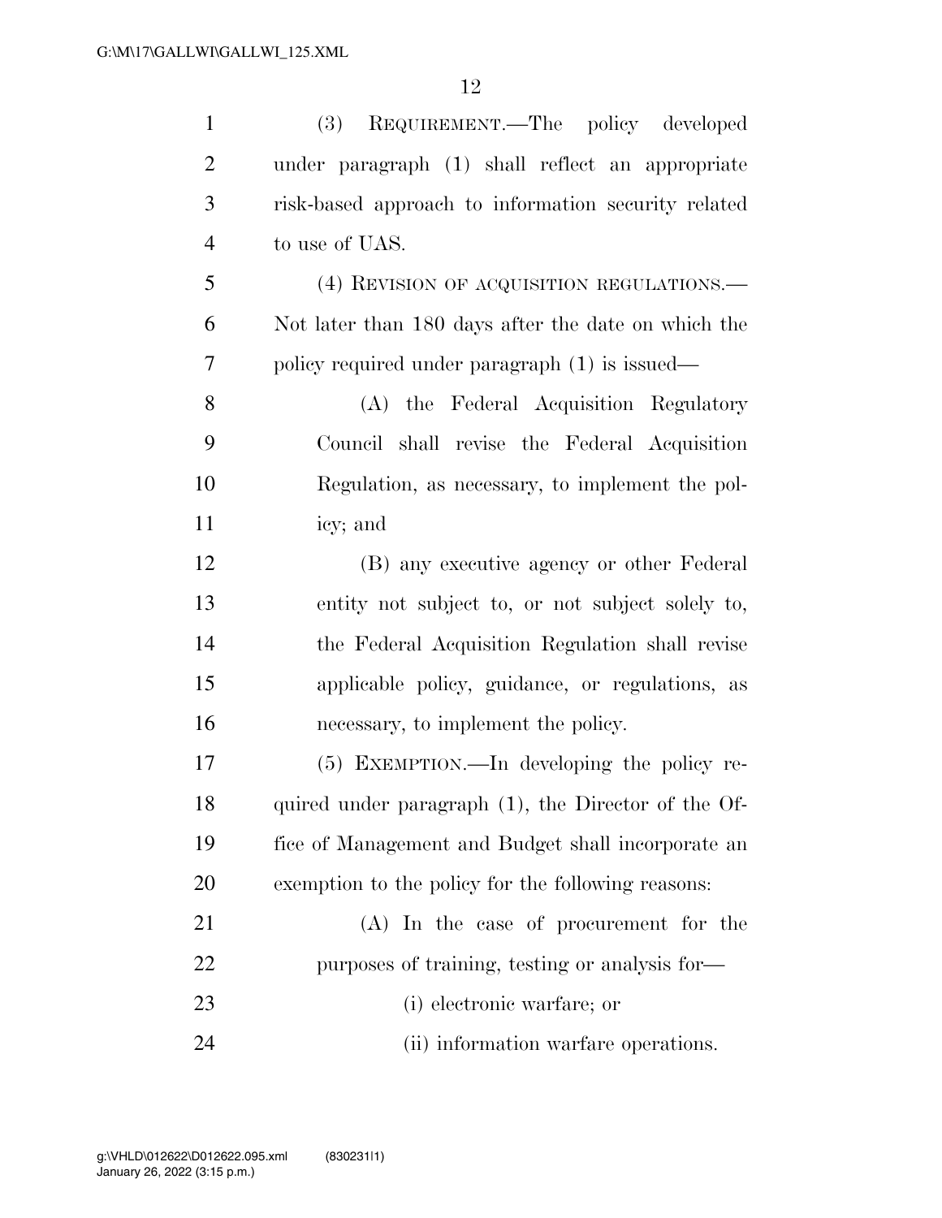(3) REQUIREMENT.—The policy developed under paragraph (1) shall reflect an appropriate risk-based approach to information security related to use of UAS.

(4) REVISION OF ACQUISITION REGULATIONS.—Not later than 180 days after the date on which the policy required under paragraph (1) is issued—

(A) the Federal Acquisition Regulatory Council shall revise the Federal Acquisition Regulation, as necessary, to implement the policy; and

(B) any executive agency or other Federal entity not subject to, or not subject solely to, the Federal Acquisition Regulation shall revise applicable policy, guidance, or regulations, as necessary, to implement the policy.

(5) EXEMPTION.—In developing the policy required under paragraph (1), the Director of the Office of Management and Budget shall incorporate an exemption to the policy for the following reasons:

(A) In the case of procurement for the purposes of training, testing or analysis for—

(i) electronic warfare; or

(ii) information warfare operations.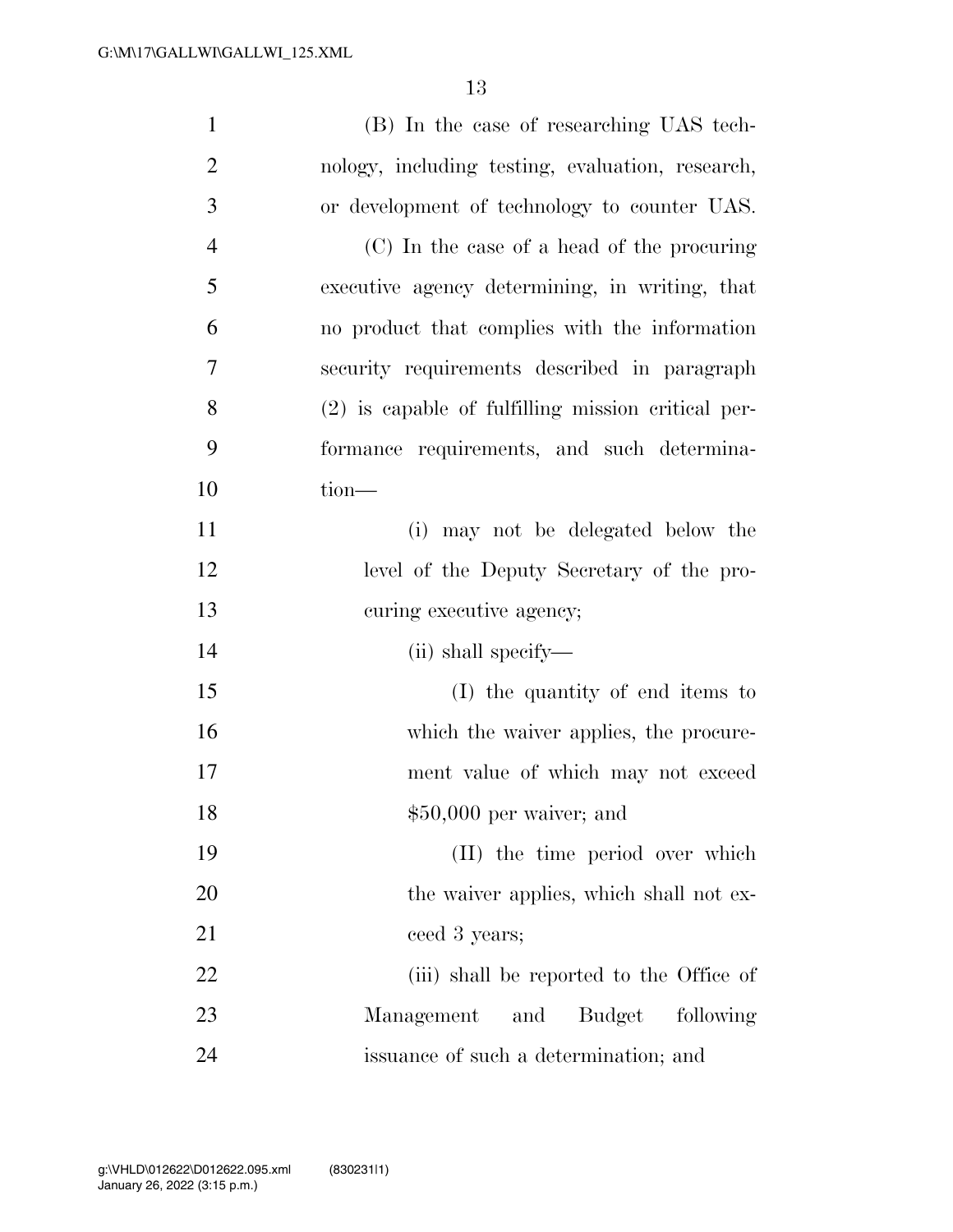(B) In the case of researching UAS technology, including testing, evaluation, research, or development of technology to counter UAS.

(C) In the case of a head of the procuring executive agency determining, in writing, that no product that complies with the information security requirements described in paragraph (2) is capable of fulfilling mission critical performance requirements, and such determination—

(i) may not be delegated below the level of the Deputy Secretary of the procuring executive agency;

(ii) shall specify—

(I) the quantity of end items to which the waiver applies, the procurement value of which may not exceed $50,000 per waiver; and

(II) the time period over which the waiver applies, which shall not exceed 3 years;

(iii) shall be reported to the Office of Management and Budget following issuance of such a determination; and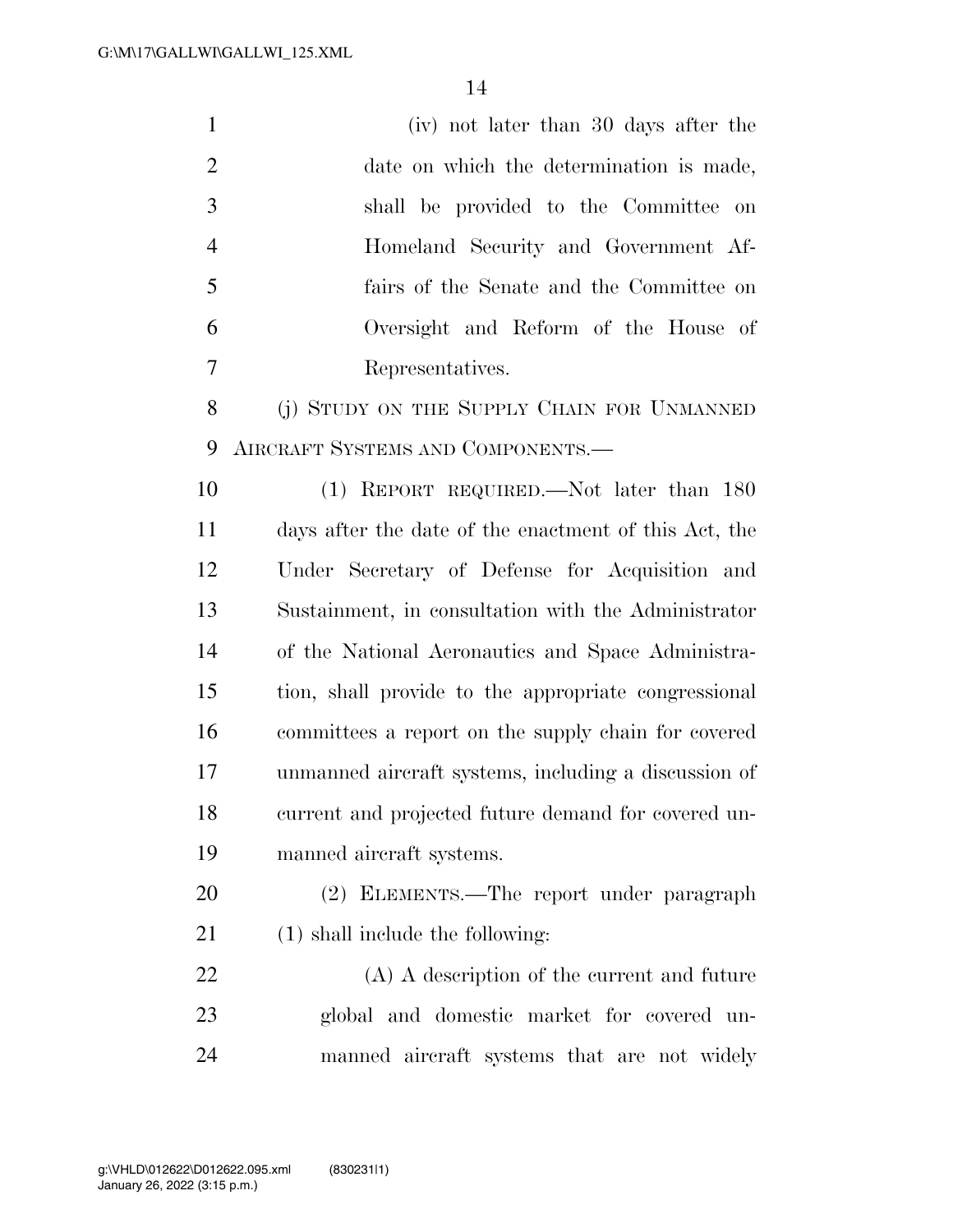(iv) not later than 30 days after the date on which the determination is made, shall be provided to the Committee on Homeland Security and Government Affairs of the Senate and the Committee on Oversight and Reform of the House of Representatives.

(j) STUDY ON THE SUPPLY CHAIN FOR UNMANNED AIRCRAFT SYSTEMS AND COMPONENTS.—

(1) REPORT REQUIRED.—Not later than 180 days after the date of the enactment of this Act, the Under Secretary of Defense for Acquisition and Sustainment, in consultation with the Administrator of the National Aeronautics and Space Administration, shall provide to the appropriate congressional committees a report on the supply chain for covered unmanned aircraft systems, including a discussion of current and projected future demand for covered unmanned aircraft systems.

(2) ELEMENTS.—The report under paragraph (1) shall include the following:

(A) A description of the current and future global and domestic market for covered unmanned aircraft systems that are not widely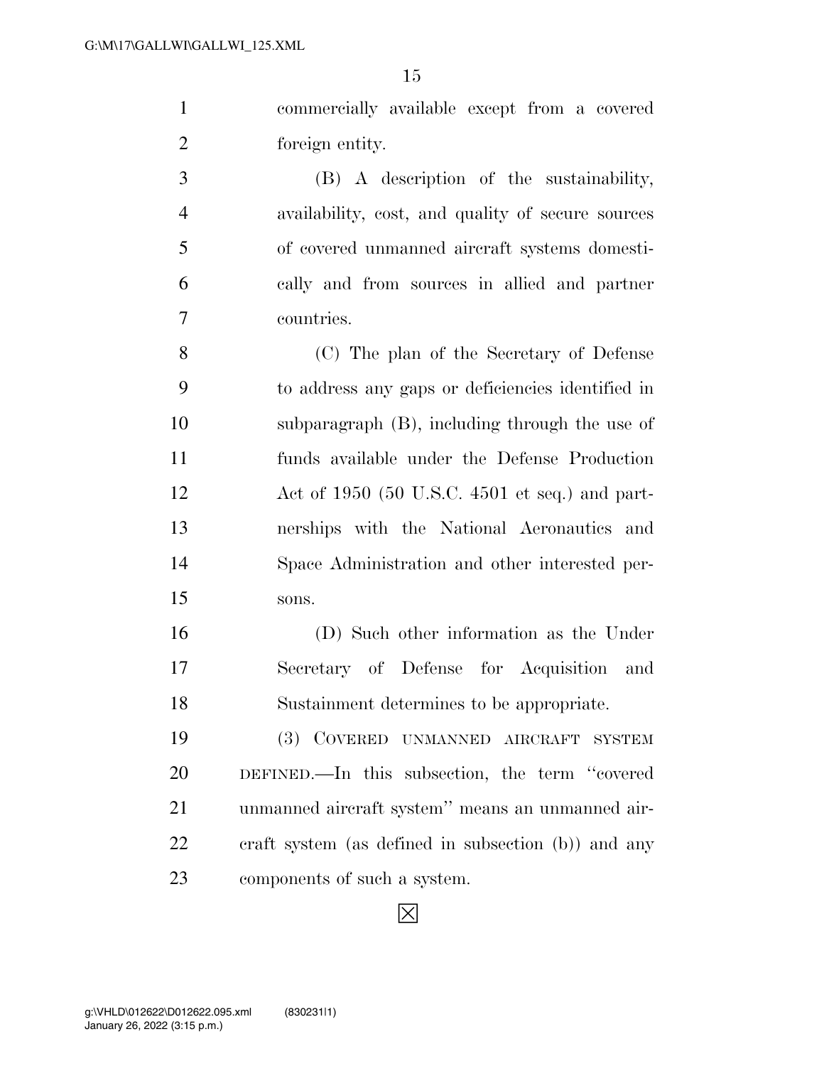commercially available except from a covered foreign entity.

(B) A description of the sustainability, availability, cost, and quality of secure sources of covered unmanned aircraft systems domestically and from sources in allied and partner countries.

(C) The plan of the Secretary of Defense to address any gaps or deficiencies identified in subparagraph (B), including through the use of funds available under the Defense Production Act of 1950 (50 U.S.C. 4501 et seq.) and partnerships with the National Aeronautics and Space Administration and other interested persons.

(D) Such other information as the Under Secretary of Defense for Acquisition and Sustainment determines to be appropriate.

(3) COVERED UNMANNED AIRCRAFT SYSTEM DEFINED.—In this subsection, the term ''covered unmanned aircraft system'' means an unmanned aircraft system (as defined in subsection (b)) and any components of such a system.

☒